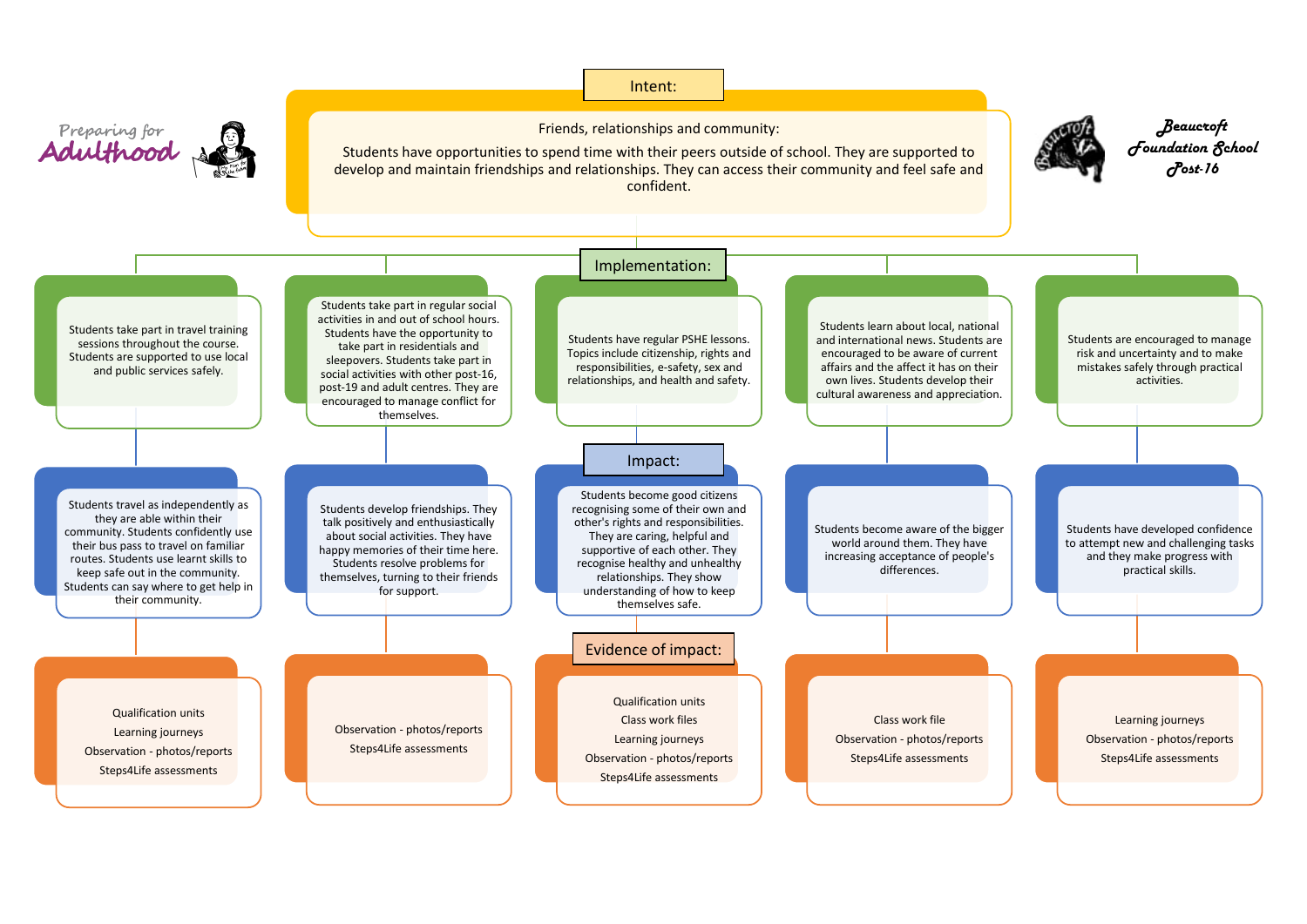Preparing for Adulthood

Beaucroft Foundation School Post-16

## Intent:

Friends, relationships and community:

Students have opportunities to spend time with their peers outside of school. They are supported to develop and maintain friendships and relationships. They can access their community and feel safe and confident.

## Implementation:

| Implementation | Impact | Evidence of impact |
|---|---|---|
| Students take part in travel training sessions throughout the course. Students are supported to use local and public services safely. | Students travel as independently as they are able within their community. Students confidently use their bus pass to travel on familiar routes. Students use learnt skills to keep safe out in the community. Students can say where to get help in their community. | Qualification units<br>Learning journeys<br>Observation - photos/reports<br>Steps4Life assessments |
| Students take part in regular social activities in and out of school hours. Students have the opportunity to take part in residentials and sleepovers. Students take part in social activities with other post-16, post-19 and adult centres. They are encouraged to manage conflict for themselves. | Students develop friendships. They talk positively and enthusiastically about social activities. They have happy memories of their time here. Students resolve problems for themselves, turning to their friends for support. | Observation - photos/reports<br>Steps4Life assessments |
| Students have regular PSHE lessons. Topics include citizenship, rights and responsibilities, e-safety, sex and relationships, and health and safety. | Students become good citizens recognising some of their own and other's rights and responsibilities. They are caring, helpful and supportive of each other. They recognise healthy and unhealthy relationships. They show understanding of how to keep themselves safe. | Qualification units<br>Class work files<br>Learning journeys<br>Observation - photos/reports<br>Steps4Life assessments |
| Students learn about local, national and international news. Students are encouraged to be aware of current affairs and the affect it has on their own lives. Students develop their cultural awareness and appreciation. | Students become aware of the bigger world around them. They have increasing acceptance of people's differences. | Class work file<br>Observation - photos/reports<br>Steps4Life assessments |
| Students are encouraged to manage risk and uncertainty and to make mistakes safely through practical activities. | Students have developed confidence to attempt new and challenging tasks and they make progress with practical skills. | Learning journeys<br>Observation - photos/reports<br>Steps4Life assessments |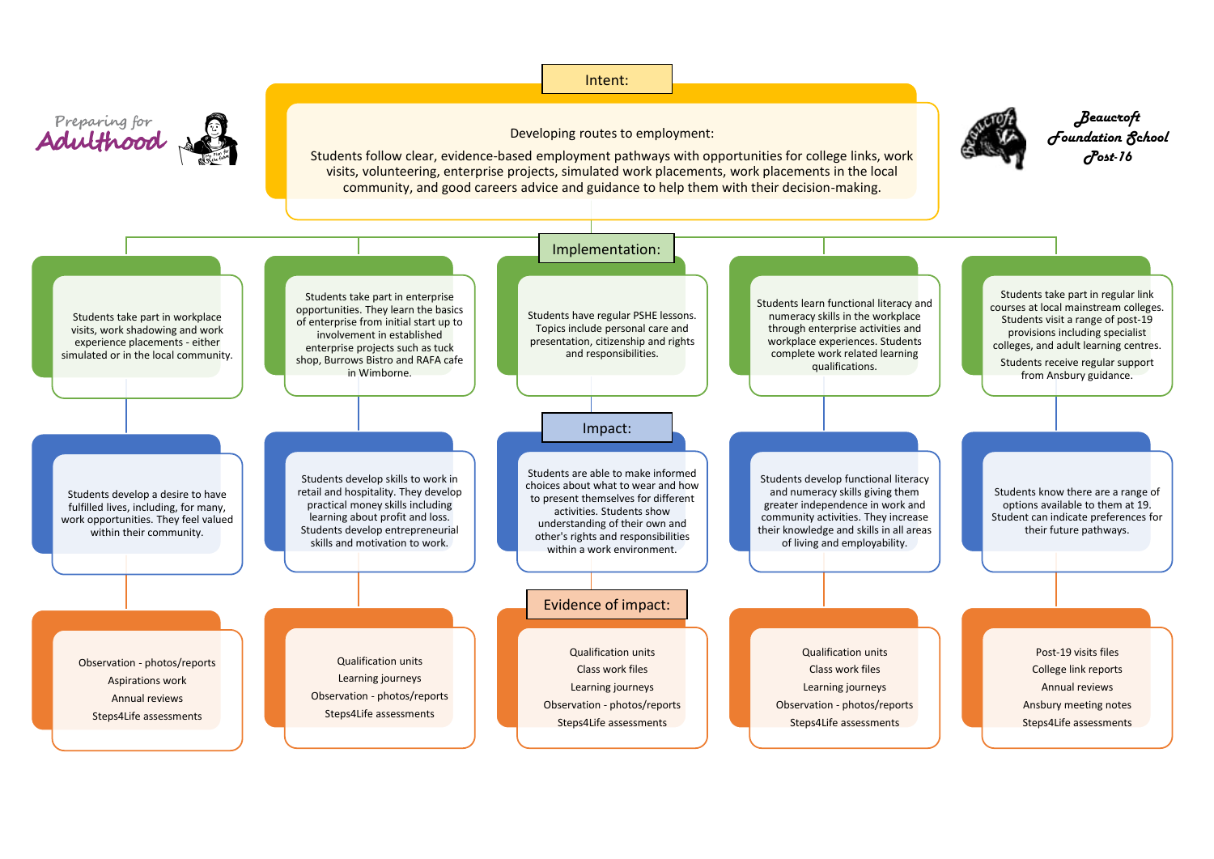Preparing for Adulthood

Beaucroft Foundation School Post-16

## Intent:

Developing routes to employment:

Students follow clear, evidence-based employment pathways with opportunities for college links, work visits, volunteering, enterprise projects, simulated work placements, work placements in the local community, and good careers advice and guidance to help them with their decision-making.

## Implementation:

| Implementation | Impact | Evidence of impact |
|---|---|---|
| Students take part in workplace visits, work shadowing and work experience placements - either simulated or in the local community. | Students develop a desire to have fulfilled lives, including, for many, work opportunities. They feel valued within their community. | Observation - photos/reports<br>Aspirations work<br>Annual reviews<br>Steps4Life assessments |
| Students take part in enterprise opportunities. They learn the basics of enterprise from initial start up to involvement in established enterprise projects such as tuck shop, Burrows Bistro and RAFA cafe in Wimborne. | Students develop skills to work in retail and hospitality. They develop practical money skills including learning about profit and loss. Students develop entrepreneurial skills and motivation to work. | Qualification units<br>Learning journeys<br>Observation - photos/reports<br>Steps4Life assessments |
| Students have regular PSHE lessons. Topics include personal care and presentation, citizenship and rights and responsibilities. | Students are able to make informed choices about what to wear and how to present themselves for different activities. Students show understanding of their own and other's rights and responsibilities within a work environment. | Qualification units<br>Class work files<br>Learning journeys<br>Observation - photos/reports<br>Steps4Life assessments |
| Students learn functional literacy and numeracy skills in the workplace through enterprise activities and workplace experiences. Students complete work related learning qualifications. | Students develop functional literacy and numeracy skills giving them greater independence in work and community activities. They increase their knowledge and skills in all areas of living and employability. | Qualification units<br>Class work files<br>Learning journeys<br>Observation - photos/reports<br>Steps4Life assessments |
| Students take part in regular link courses at local mainstream colleges. Students visit a range of post-19 provisions including specialist colleges, and adult learning centres.<br>Students receive regular support from Ansbury guidance. | Students know there are a range of options available to them at 19. Student can indicate preferences for their future pathways. | Post-19 visits files<br>College link reports<br>Annual reviews<br>Ansbury meeting notes<br>Steps4Life assessments |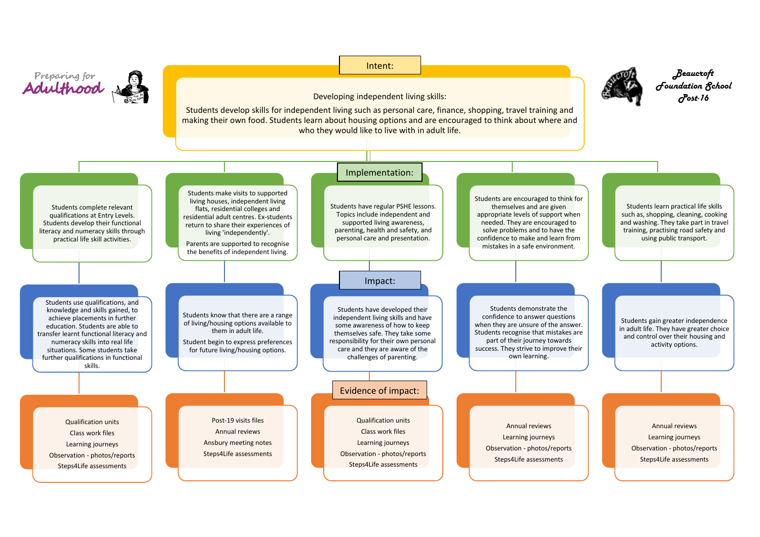Preparing for **Adulthood**

**Beaucroft Foundation School Post-16**

## Intent:

Developing independent living skills:

Students develop skills for independent living such as personal care, finance, shopping, travel training and making their own food. Students learn about housing options and are encouraged to think about where and who they would like to live with in adult life.

## Implementation:

Students complete relevant qualifications at Entry Levels. Students develop their functional literacy and numeracy skills through practical life skill activities.

Students make visits to supported living houses, independent living flats, residential colleges and residential adult centres. Ex-students return to share their experiences of living 'independently'.

Parents are supported to recognise the benefits of independent living.

Students have regular PSHE lessons. Topics include independent and supported living awareness, parenting, health and safety, and personal care and presentation.

Students are encouraged to think for themselves and are given appropriate levels of support when needed. They are encouraged to solve problems and to have the confidence to make and learn from mistakes in a safe environment.

Students learn practical life skills such as, shopping, cleaning, cooking and washing. They take part in travel training, practising road safety and using public transport.

## Impact:

Students use qualifications, and knowledge and skills gained, to achieve placements in further education. Students are able to transfer learnt functional literacy and numeracy skills into real life situations. Some students take further qualifications in functional skills.

Students know that there are a range of living/housing options available to them in adult life.

Student begin to express preferences for future living/housing options.

Students have developed their independent living skills and have some awareness of how to keep themselves safe. They take some responsibility for their own personal care and they are aware of the challenges of parenting.

Students demonstrate the confidence to answer questions when they are unsure of the answer. Students recognise that mistakes are part of their journey towards success. They strive to improve their own learning.

Students gain greater independence in adult life. They have greater choice and control over their housing and activity options.

## Evidence of impact:

Qualification units
Class work files
Learning journeys
Observation - photos/reports
Steps4Life assessments

Post-19 visits files
Annual reviews
Ansbury meeting notes
Steps4Life assessments

Qualification units
Class work files
Learning journeys
Observation - photos/reports
Steps4Life assessments

Annual reviews
Learning journeys
Observation - photos/reports
Steps4Life assessments

Annual reviews
Learning journeys
Observation - photos/reports
Steps4Life assessments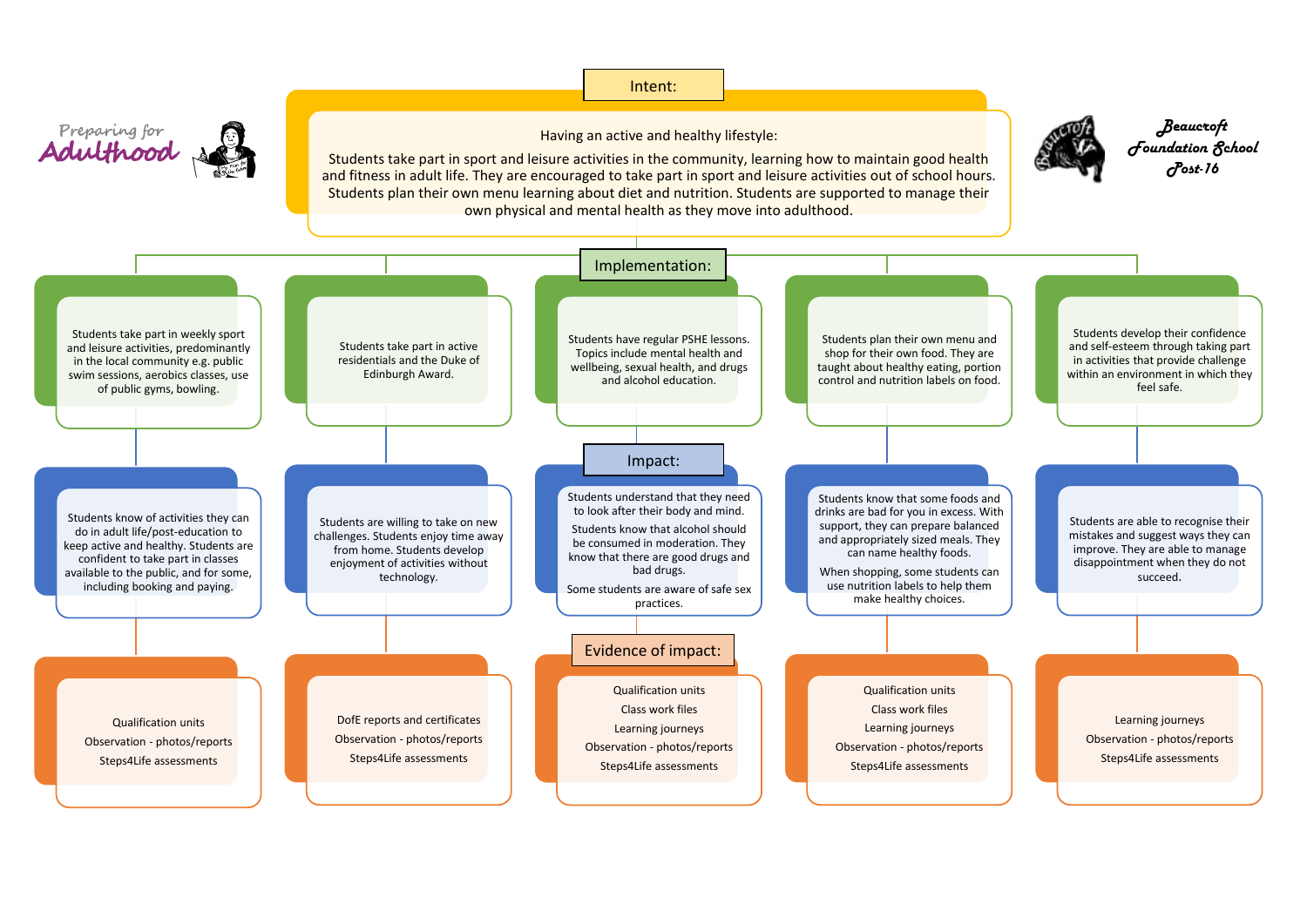Preparing for Adulthood

Beaucroft Foundation School Post-16

## Intent:

Having an active and healthy lifestyle:

Students take part in sport and leisure activities in the community, learning how to maintain good health and fitness in adult life. They are encouraged to take part in sport and leisure activities out of school hours. Students plan their own menu learning about diet and nutrition. Students are supported to manage their own physical and mental health as they move into adulthood.

## Implementation:

1. Students take part in weekly sport and leisure activities, predominantly in the local community e.g. public swim sessions, aerobics classes, use of public gyms, bowling.
2. Students take part in active residentials and the Duke of Edinburgh Award.
3. Students have regular PSHE lessons. Topics include mental health and wellbeing, sexual health, and drugs and alcohol education.
4. Students plan their own menu and shop for their own food. They are taught about healthy eating, portion control and nutrition labels on food.
5. Students develop their confidence and self-esteem through taking part in activities that provide challenge within an environment in which they feel safe.

## Impact:

1. Students know of activities they can do in adult life/post-education to keep active and healthy. Students are confident to take part in classes available to the public, and for some, including booking and paying.
2. Students are willing to take on new challenges. Students enjoy time away from home. Students develop enjoyment of activities without technology.
3. Students understand that they need to look after their body and mind.

   Students know that alcohol should be consumed in moderation. They know that there are good drugs and bad drugs.

   Some students are aware of safe sex practices.
4. Students know that some foods and drinks are bad for you in excess. With support, they can prepare balanced and appropriately sized meals. They can name healthy foods.

   When shopping, some students can use nutrition labels to help them make healthy choices.
5. Students are able to recognise their mistakes and suggest ways they can improve. They are able to manage disappointment when they do not succeed.

## Evidence of impact:

1. Qualification units
   Observation - photos/reports
   Steps4Life assessments
2. DofE reports and certificates
   Observation - photos/reports
   Steps4Life assessments
3. Qualification units
   Class work files
   Learning journeys
   Observation - photos/reports
   Steps4Life assessments
4. Qualification units
   Class work files
   Learning journeys
   Observation - photos/reports
   Steps4Life assessments
5. Learning journeys
   Observation - photos/reports
   Steps4Life assessments